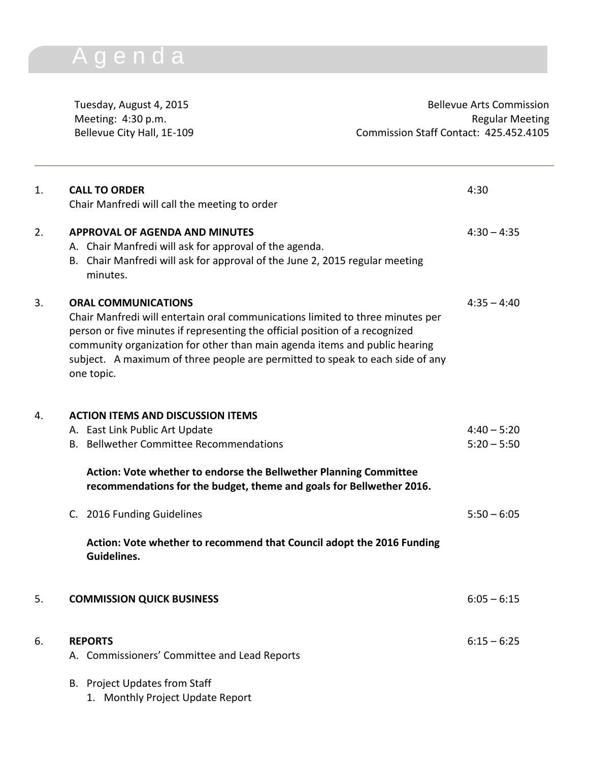# Agenda

Tuesday, August 4, 2015
Meeting: 4:30 p.m.
Bellevue City Hall, 1E-109

Bellevue Arts Commission
Regular Meeting
Commission Staff Contact: 425.452.4105

---

1. **CALL TO ORDER** — 4:30

   Chair Manfredi will call the meeting to order

2. **APPROVAL OF AGENDA AND MINUTES** — 4:30 – 4:35

   A. Chair Manfredi will ask for approval of the agenda.

   B. Chair Manfredi will ask for approval of the June 2, 2015 regular meeting minutes.

3. **ORAL COMMUNICATIONS** — 4:35 – 4:40

   Chair Manfredi will entertain oral communications limited to three minutes per person or five minutes if representing the official position of a recognized community organization for other than main agenda items and public hearing subject. A maximum of three people are permitted to speak to each side of any one topic.

4. **ACTION ITEMS AND DISCUSSION ITEMS**

   A. East Link Public Art Update — 4:40 – 5:20

   B. Bellwether Committee Recommendations — 5:20 – 5:50

   **Action: Vote whether to endorse the Bellwether Planning Committee recommendations for the budget, theme and goals for Bellwether 2016.**

   C. 2016 Funding Guidelines — 5:50 – 6:05

   **Action: Vote whether to recommend that Council adopt the 2016 Funding Guidelines.**

5. **COMMISSION QUICK BUSINESS** — 6:05 – 6:15

6. **REPORTS** — 6:15 – 6:25

   A. Commissioners' Committee and Lead Reports

   B. Project Updates from Staff

      1. Monthly Project Update Report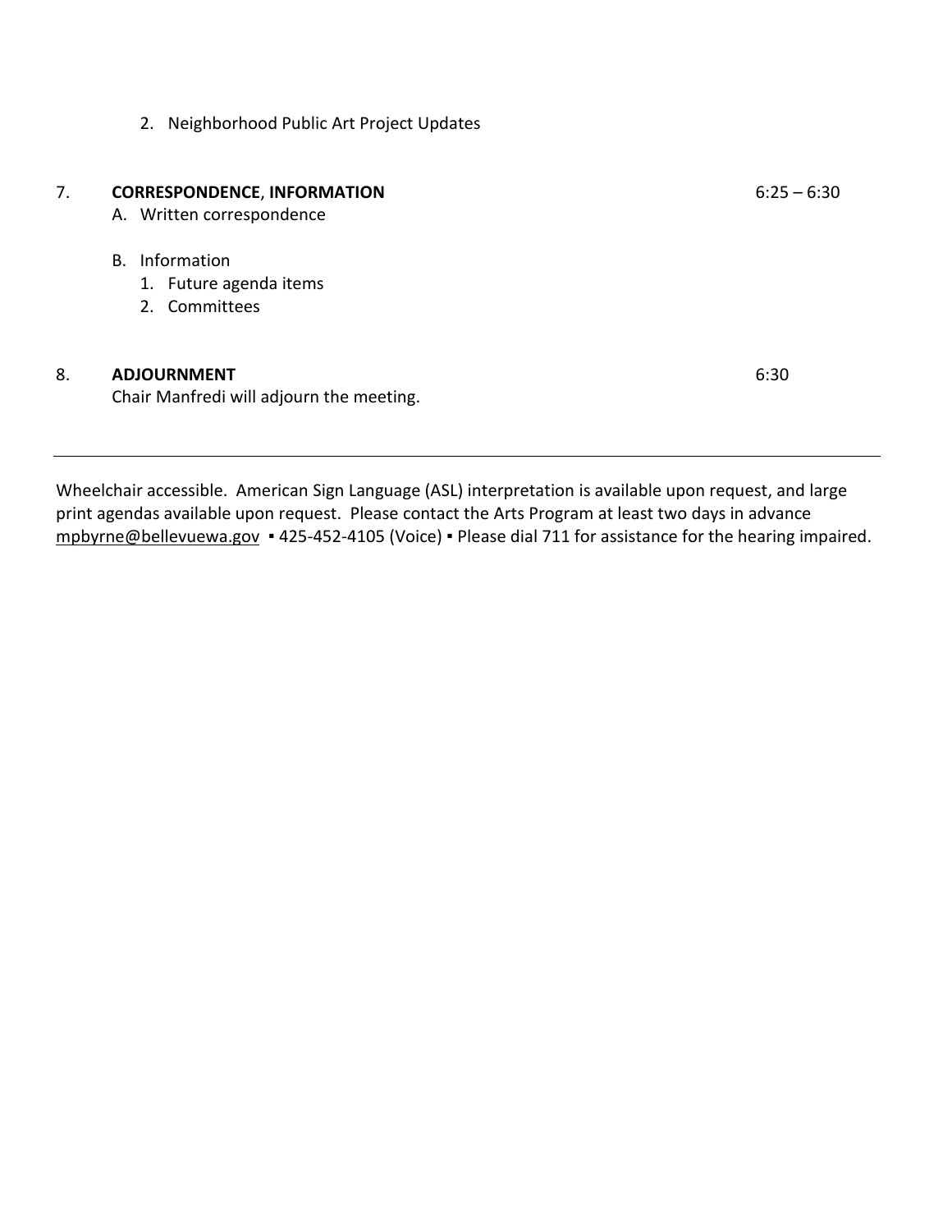2. Neighborhood Public Art Project Updates

7. **CORRESPONDENCE**, **INFORMATION** 6:25 – 6:30

   A. Written correspondence

   B. Information
   1. Future agenda items
   2. Committees

8. **ADJOURNMENT** 6:30

   Chair Manfredi will adjourn the meeting.

---

Wheelchair accessible. American Sign Language (ASL) interpretation is available upon request, and large print agendas available upon request. Please contact the Arts Program at least two days in advance mpbyrne@bellevuewa.gov ▪ 425-452-4105 (Voice) ▪ Please dial 711 for assistance for the hearing impaired.